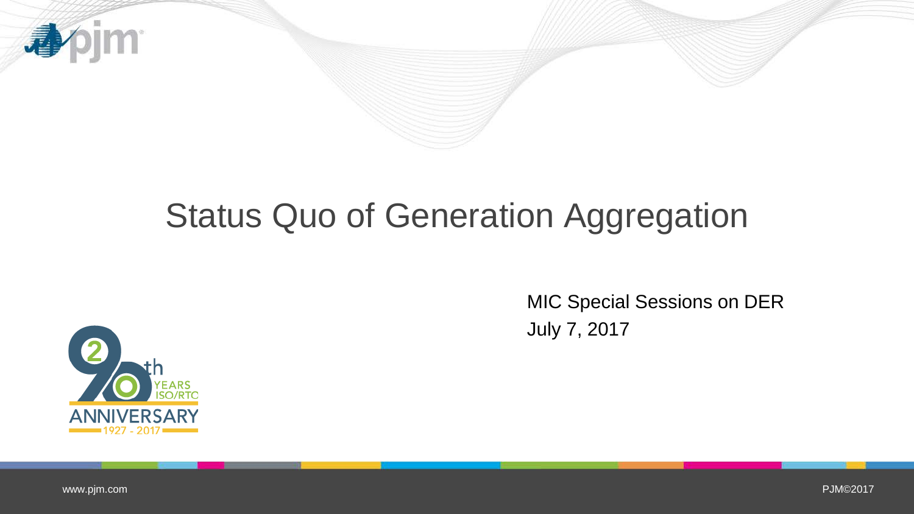# Status Quo of Generation Aggregation

MIC Special Sessions on DER

July 7, 2017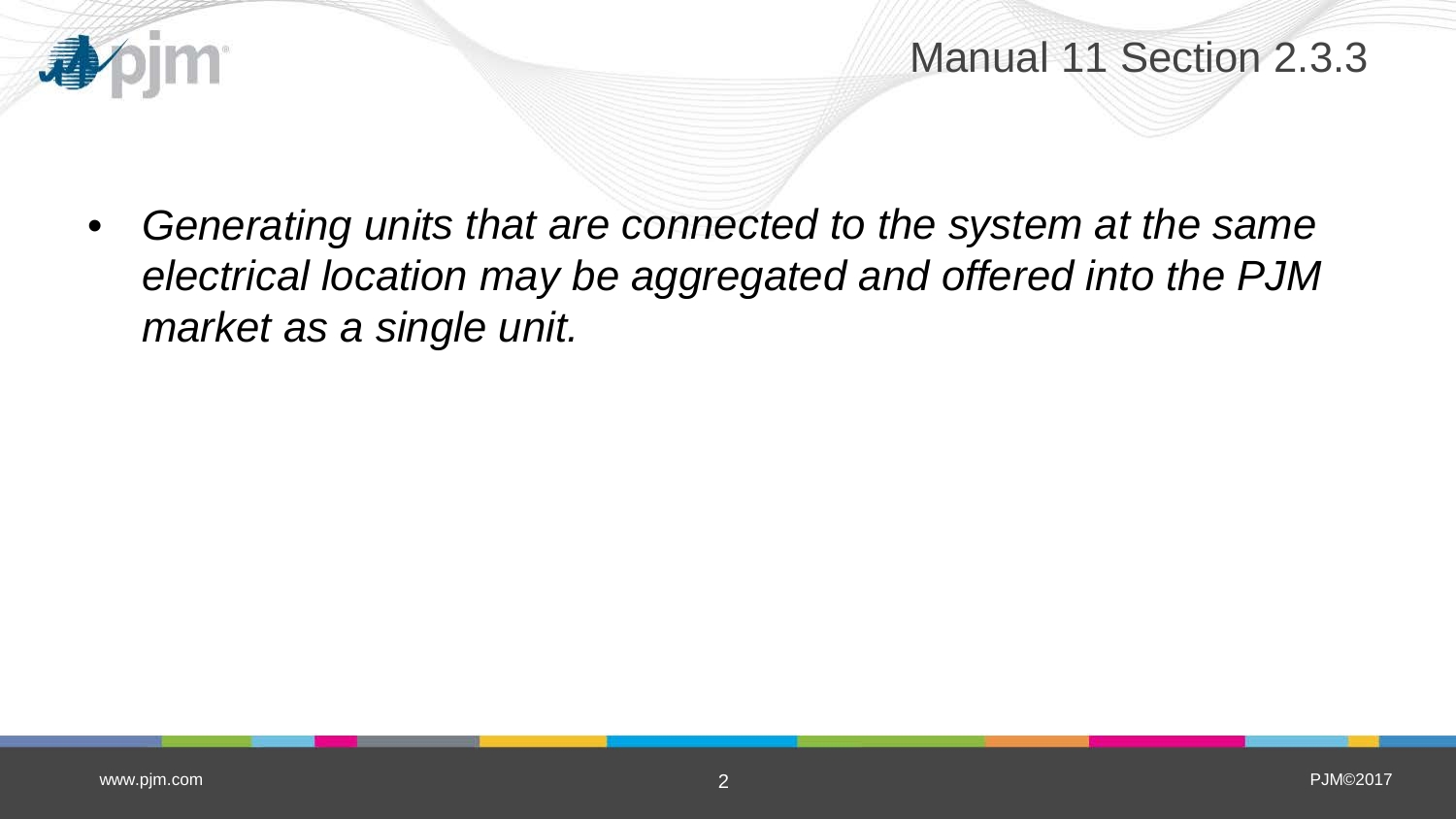## Manual 11 Section 2.3.3

- *Generating units that are connected to the system at the same electrical location may be aggregated and offered into the PJM market as a single unit.*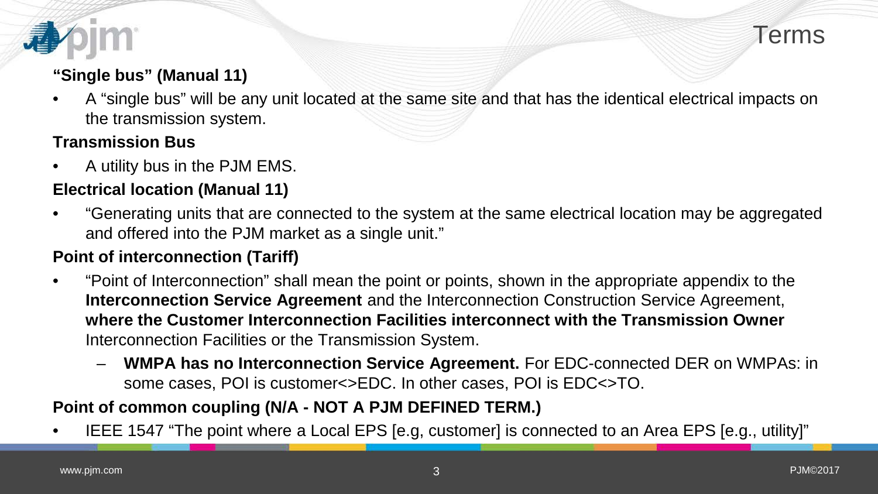# Terms

**"Single bus" (Manual 11)**

- A "single bus" will be any unit located at the same site and that has the identical electrical impacts on the transmission system.

**Transmission Bus**

- A utility bus in the PJM EMS.

**Electrical location (Manual 11)**

- "Generating units that are connected to the system at the same electrical location may be aggregated and offered into the PJM market as a single unit."

**Point of interconnection (Tariff)**

- "Point of Interconnection" shall mean the point or points, shown in the appropriate appendix to the **Interconnection Service Agreement** and the Interconnection Construction Service Agreement, **where the Customer Interconnection Facilities interconnect with the Transmission Owner** Interconnection Facilities or the Transmission System.
  - **WMPA has no Interconnection Service Agreement.** For EDC-connected DER on WMPAs: in some cases, POI is customer<>EDC. In other cases, POI is EDC<>TO.

**Point of common coupling (N/A - NOT A PJM DEFINED TERM.)**

- IEEE 1547 "The point where a Local EPS [e.g, customer] is connected to an Area EPS [e.g., utility]"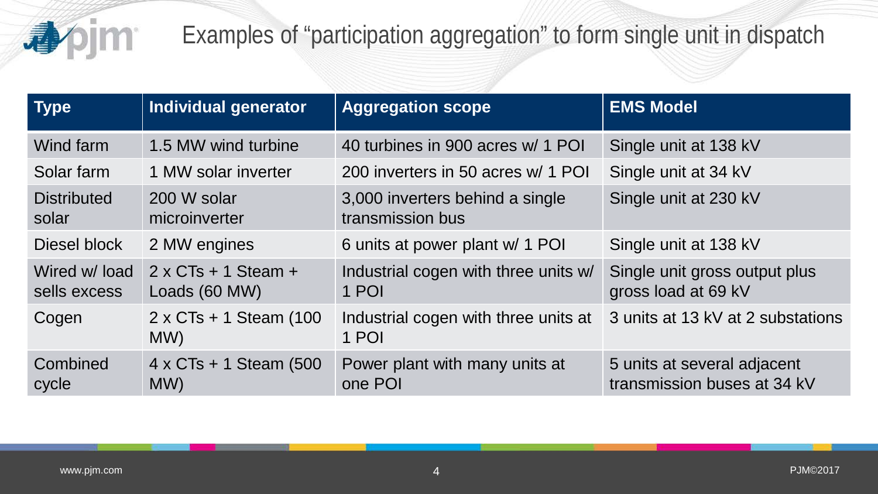# Examples of "participation aggregation" to form single unit in dispatch

| Type | Individual generator | Aggregation scope | EMS Model |
|---|---|---|---|
| Wind farm | 1.5 MW wind turbine | 40 turbines in 900 acres w/ 1 POI | Single unit at 138 kV |
| Solar farm | 1 MW solar inverter | 200 inverters in 50 acres w/ 1 POI | Single unit at 34 kV |
| Distributed solar | 200 W solar microinverter | 3,000 inverters behind a single transmission bus | Single unit at 230 kV |
| Diesel block | 2 MW engines | 6 units at power plant w/ 1 POI | Single unit at 138 kV |
| Wired w/ load sells excess | 2 x CTs + 1 Steam + Loads (60 MW) | Industrial cogen with three units w/ 1 POI | Single unit gross output plus gross load at 69 kV |
| Cogen | 2 x CTs + 1 Steam (100 MW) | Industrial cogen with three units at 1 POI | 3 units at 13 kV at 2 substations |
| Combined cycle | 4 x CTs + 1 Steam (500 MW) | Power plant with many units at one POI | 5 units at several adjacent transmission buses at 34 kV |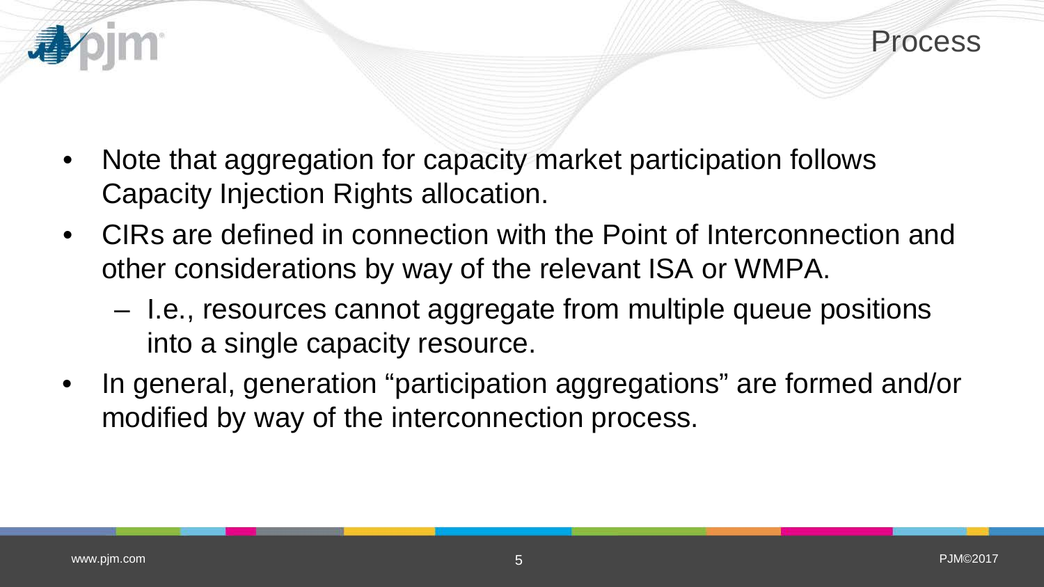# Process

- Note that aggregation for capacity market participation follows Capacity Injection Rights allocation.
- CIRs are defined in connection with the Point of Interconnection and other considerations by way of the relevant ISA or WMPA.
  - I.e., resources cannot aggregate from multiple queue positions into a single capacity resource.
- In general, generation "participation aggregations" are formed and/or modified by way of the interconnection process.